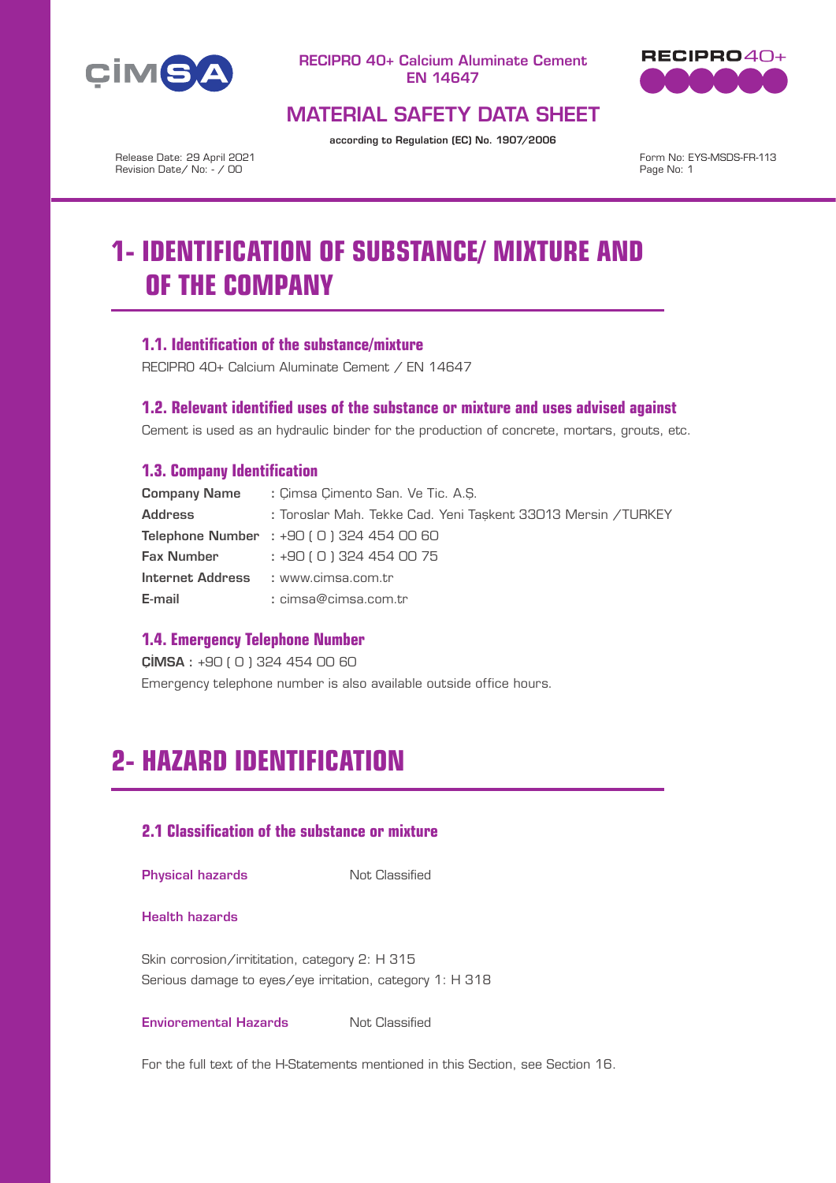RECIPRO 40+ Calcium Aluminate Cement
EN 14647

## MATERIAL SAFETY DATA SHEET

**according to Regulation (EC) No. 1907/2006**

Release Date: 29 April 2021
Revision Date/ No: - / 00

Form No: EYS-MSDS-FR-113

# 1- IDENTIFICATION OF SUBSTANCE/ MIXTURE AND OF THE COMPANY

### 1.1. Identification of the substance/mixture

RECIPRO 40+ Calcium Aluminate Cement / EN 14647

### 1.2. Relevant identified uses of the substance or mixture and uses advised against

Cement is used as an hydraulic binder for the production of concrete, mortars, grouts, etc.

### 1.3. Company Identification

| | |
|---|---|
| **Company Name** | : Çimsa Çimento San. Ve Tic. A.Ş. |
| **Address** | : Toroslar Mah. Tekke Cad. Yeni Taşkent 33013 Mersin /TURKEY |
| **Telephone Number** | : +90 ( 0 ) 324 454 00 60 |
| **Fax Number** | : +90 ( 0 ) 324 454 00 75 |
| **Internet Address** | : www.cimsa.com.tr |
| **E-mail** | : cimsa@cimsa.com.tr |

### 1.4. Emergency Telephone Number

**ÇİMSA** : +90 ( 0 ) 324 454 00 60

Emergency telephone number is also available outside office hours.

# 2- HAZARD IDENTIFICATION

### 2.1 Classification of the substance or mixture

**Physical hazards** Not Classified

**Health hazards**

Skin corrosion/irrititation, category 2: H 315
Serious damage to eyes/eye irritation, category 1: H 318

**Envioremental Hazards** Not Classified

For the full text of the H-Statements mentioned in this Section, see Section 16.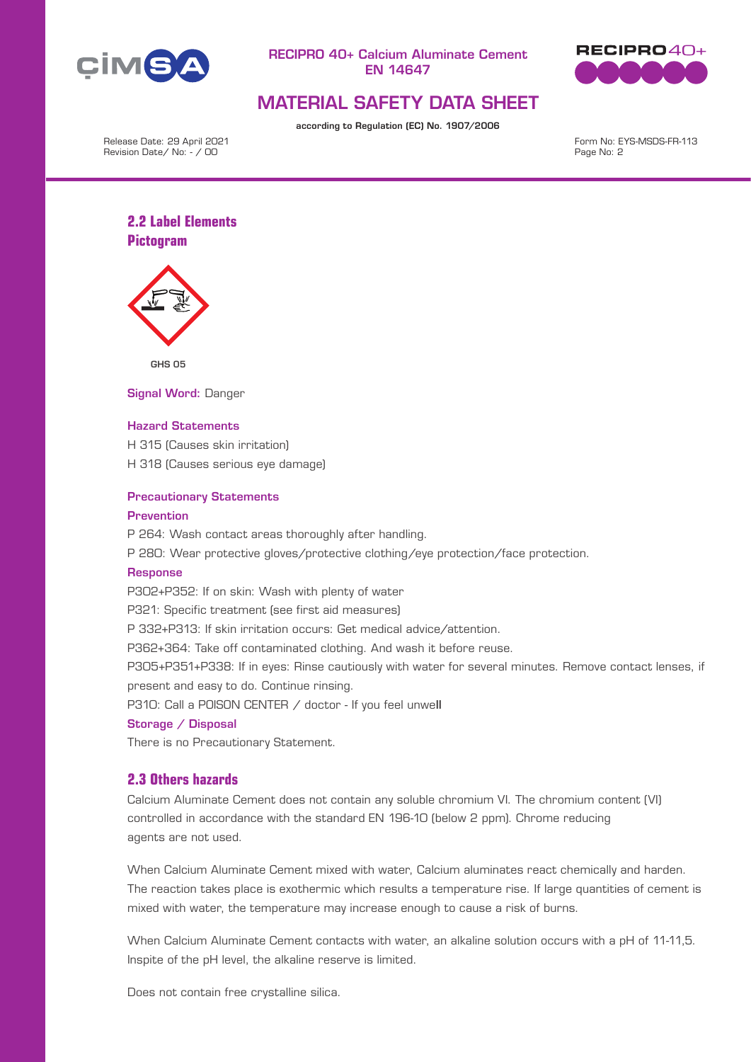## 2.2 Label Elements

### Pictogram

GHS 05

**Signal Word:** Danger

**Hazard Statements**

H 315 (Causes skin irritation)

H 318 (Causes serious eye damage)

**Precautionary Statements**

**Prevention**

P 264: Wash contact areas thoroughly after handling.

P 280: Wear protective gloves/protective clothing/eye protection/face protection.

**Response**

P302+P352: If on skin: Wash with plenty of water

P321: Specific treatment (see first aid measures)

P 332+P313: If skin irritation occurs: Get medical advice/attention.

P362+364: Take off contaminated clothing. And wash it before reuse.

P305+P351+P338: If in eyes: Rinse cautiously with water for several minutes. Remove contact lenses, if present and easy to do. Continue rinsing.

P310: Call a POISON CENTER / doctor - If you feel unwell

**Storage / Disposal**

There is no Precautionary Statement.

## 2.3 Others hazards

Calcium Aluminate Cement does not contain any soluble chromium VI. The chromium content (VI) controlled in accordance with the standard EN 196-10 (below 2 ppm). Chrome reducing agents are not used.

When Calcium Aluminate Cement mixed with water, Calcium aluminates react chemically and harden. The reaction takes place is exothermic which results a temperature rise. If large quantities of cement is mixed with water, the temperature may increase enough to cause a risk of burns.

When Calcium Aluminate Cement contacts with water, an alkaline solution occurs with a pH of 11-11,5. Inspite of the pH level, the alkaline reserve is limited.

Does not contain free crystalline silica.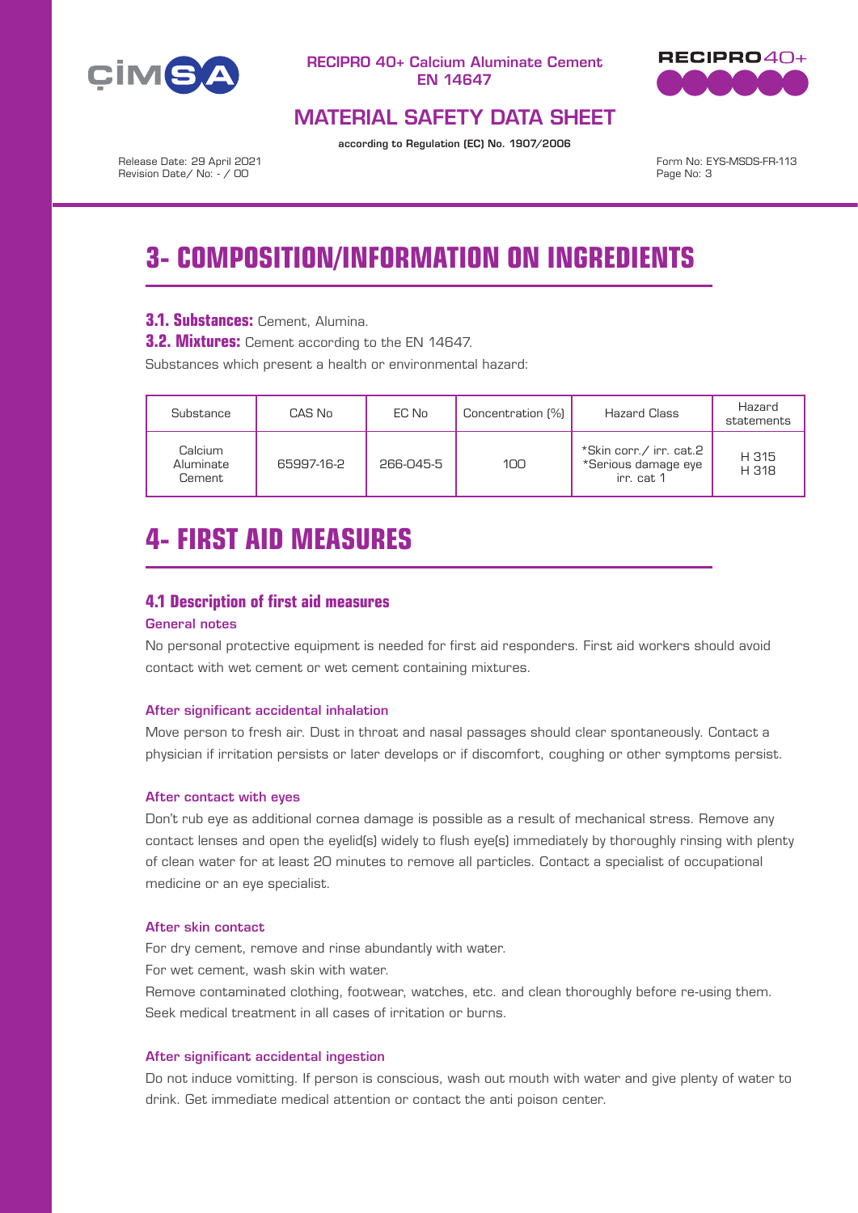# 3- COMPOSITION/INFORMATION ON INGREDIENTS

**3.1. Substances:** Cement, Alumina.

**3.2. Mixtures:** Cement according to the EN 14647.

Substances which present a health or environmental hazard:

| Substance | CAS No | EC No | Concentration (%) | Hazard Class | Hazard statements |
|---|---|---|---|---|---|
| Calcium Aluminate Cement | 65997-16-2 | 266-045-5 | 100 | *Skin corr./ irr. cat.2 *Serious damage eye irr. cat 1 | H 315 H 318 |

# 4- FIRST AID MEASURES

## 4.1 Description of first aid measures

### General notes

No personal protective equipment is needed for first aid responders. First aid workers should avoid contact with wet cement or wet cement containing mixtures.

### After significant accidental inhalation

Move person to fresh air. Dust in throat and nasal passages should clear spontaneously. Contact a physician if irritation persists or later develops or if discomfort, coughing or other symptoms persist.

### After contact with eyes

Don't rub eye as additional cornea damage is possible as a result of mechanical stress. Remove any contact lenses and open the eyelid(s) widely to flush eye(s) immediately by thoroughly rinsing with plenty of clean water for at least 20 minutes to remove all particles. Contact a specialist of occupational medicine or an eye specialist.

### After skin contact

For dry cement, remove and rinse abundantly with water.

For wet cement, wash skin with water.

Remove contaminated clothing, footwear, watches, etc. and clean thoroughly before re-using them.

Seek medical treatment in all cases of irritation or burns.

### After significant accidental ingestion

Do not induce vomitting. If person is conscious, wash out mouth with water and give plenty of water to drink. Get immediate medical attention or contact the anti poison center.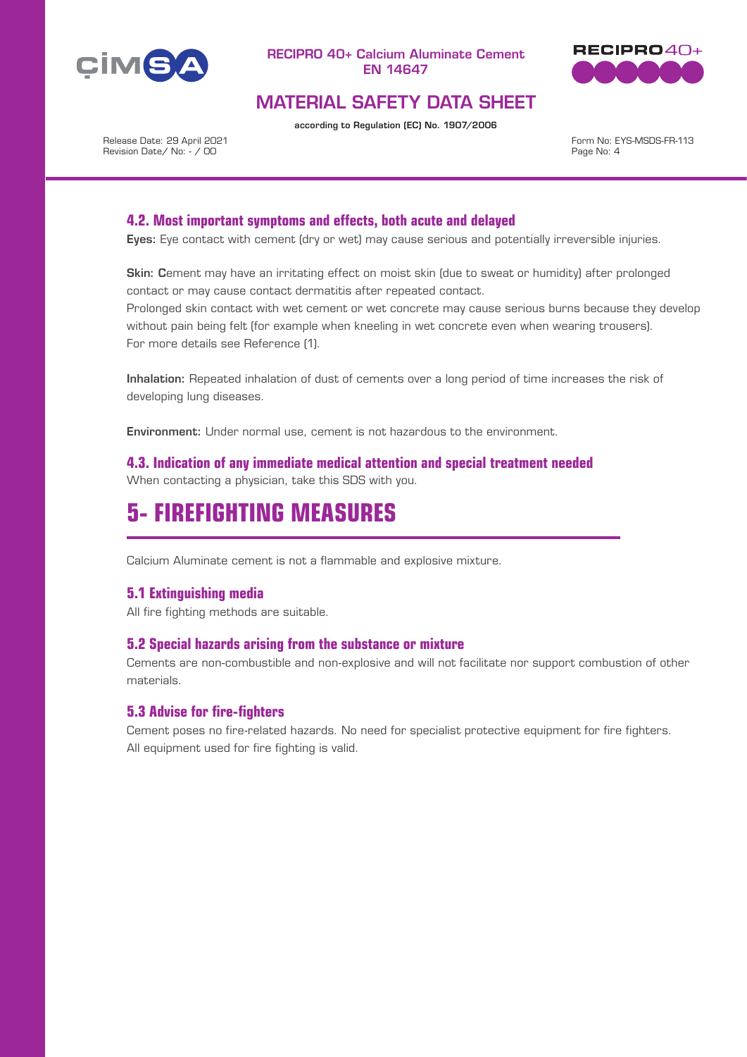### 4.2. Most important symptoms and effects, both acute and delayed

**Eyes:** Eye contact with cement (dry or wet) may cause serious and potentially irreversible injuries.

**Skin: C**ement may have an irritating effect on moist skin (due to sweat or humidity) after prolonged contact or may cause contact dermatitis after repeated contact.
Prolonged skin contact with wet cement or wet concrete may cause serious burns because they develop without pain being felt (for example when kneeling in wet concrete even when wearing trousers).
For more details see Reference (1).

**Inhalation:** Repeated inhalation of dust of cements over a long period of time increases the risk of developing lung diseases.

**Environment:** Under normal use, cement is not hazardous to the environment.

### 4.3. Indication of any immediate medical attention and special treatment needed

When contacting a physician, take this SDS with you.

# 5- FIREFIGHTING MEASURES

Calcium Aluminate cement is not a flammable and explosive mixture.

### 5.1 Extinguishing media

All fire fighting methods are suitable.

### 5.2 Special hazards arising from the substance or mixture

Cements are non-combustible and non-explosive and will not facilitate nor support combustion of other materials.

### 5.3 Advise for fire-fighters

Cement poses no fire-related hazards. No need for specialist protective equipment for fire fighters.
All equipment used for fire fighting is valid.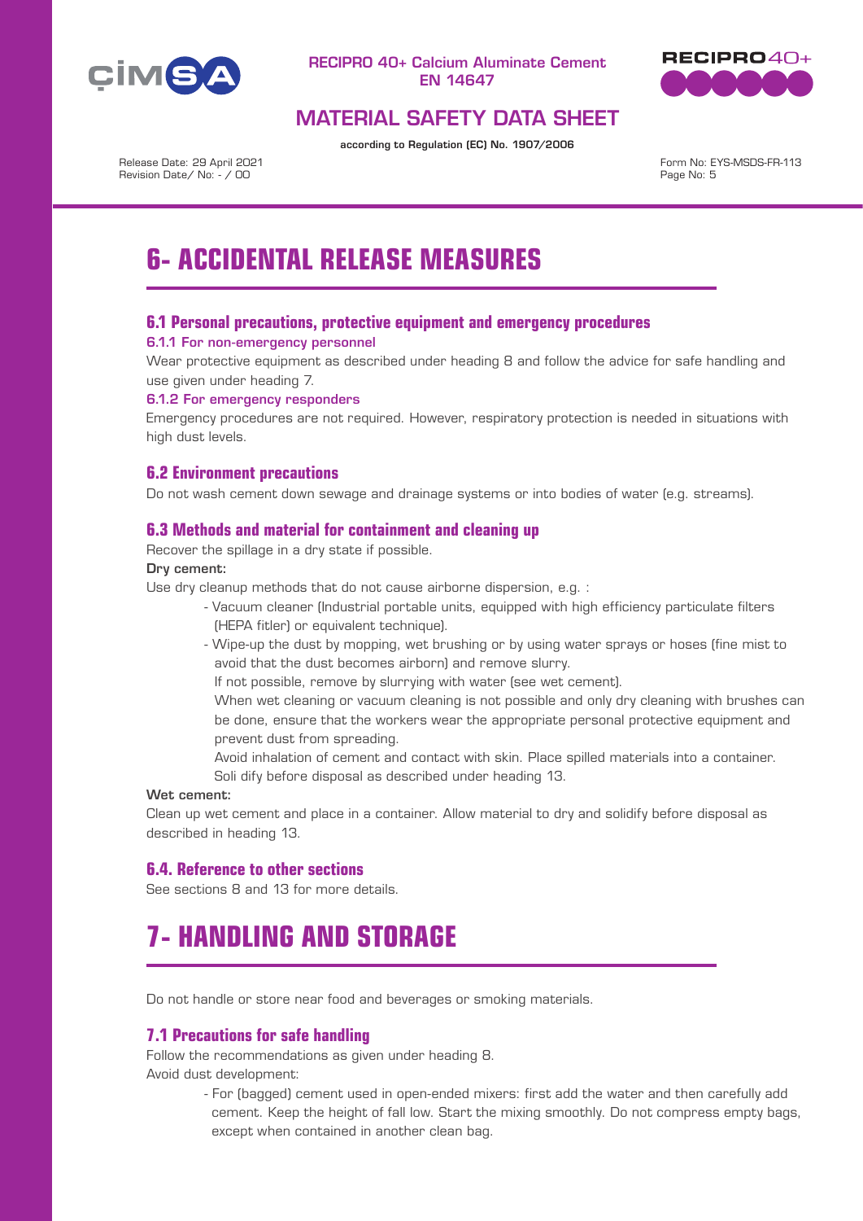# 6- ACCIDENTAL RELEASE MEASURES

## 6.1 Personal precautions, protective equipment and emergency procedures

### 6.1.1 For non-emergency personnel

Wear protective equipment as described under heading 8 and follow the advice for safe handling and use given under heading 7.

### 6.1.2 For emergency responders

Emergency procedures are not required. However, respiratory protection is needed in situations with high dust levels.

## 6.2 Environment precautions

Do not wash cement down sewage and drainage systems or into bodies of water (e.g. streams).

## 6.3 Methods and material for containment and cleaning up

Recover the spillage in a dry state if possible.

**Dry cement:**

Use dry cleanup methods that do not cause airborne dispersion, e.g. :

- Vacuum cleaner (Industrial portable units, equipped with high efficiency particulate filters (HEPA fitler) or equivalent technique).
- Wipe-up the dust by mopping, wet brushing or by using water sprays or hoses (fine mist to avoid that the dust becomes airborn) and remove slurry.

  If not possible, remove by slurrying with water (see wet cement).

  When wet cleaning or vacuum cleaning is not possible and only dry cleaning with brushes can be done, ensure that the workers wear the appropriate personal protective equipment and prevent dust from spreading.

  Avoid inhalation of cement and contact with skin. Place spilled materials into a container. Soli dify before disposal as described under heading 13.

**Wet cement:**

Clean up wet cement and place in a container. Allow material to dry and solidify before disposal as described in heading 13.

## 6.4. Reference to other sections

See sections 8 and 13 for more details.

# 7- HANDLING AND STORAGE

Do not handle or store near food and beverages or smoking materials.

## 7.1 Precautions for safe handling

Follow the recommendations as given under heading 8.

Avoid dust development:

- For (bagged) cement used in open-ended mixers: first add the water and then carefully add cement. Keep the height of fall low. Start the mixing smoothly. Do not compress empty bags, except when contained in another clean bag.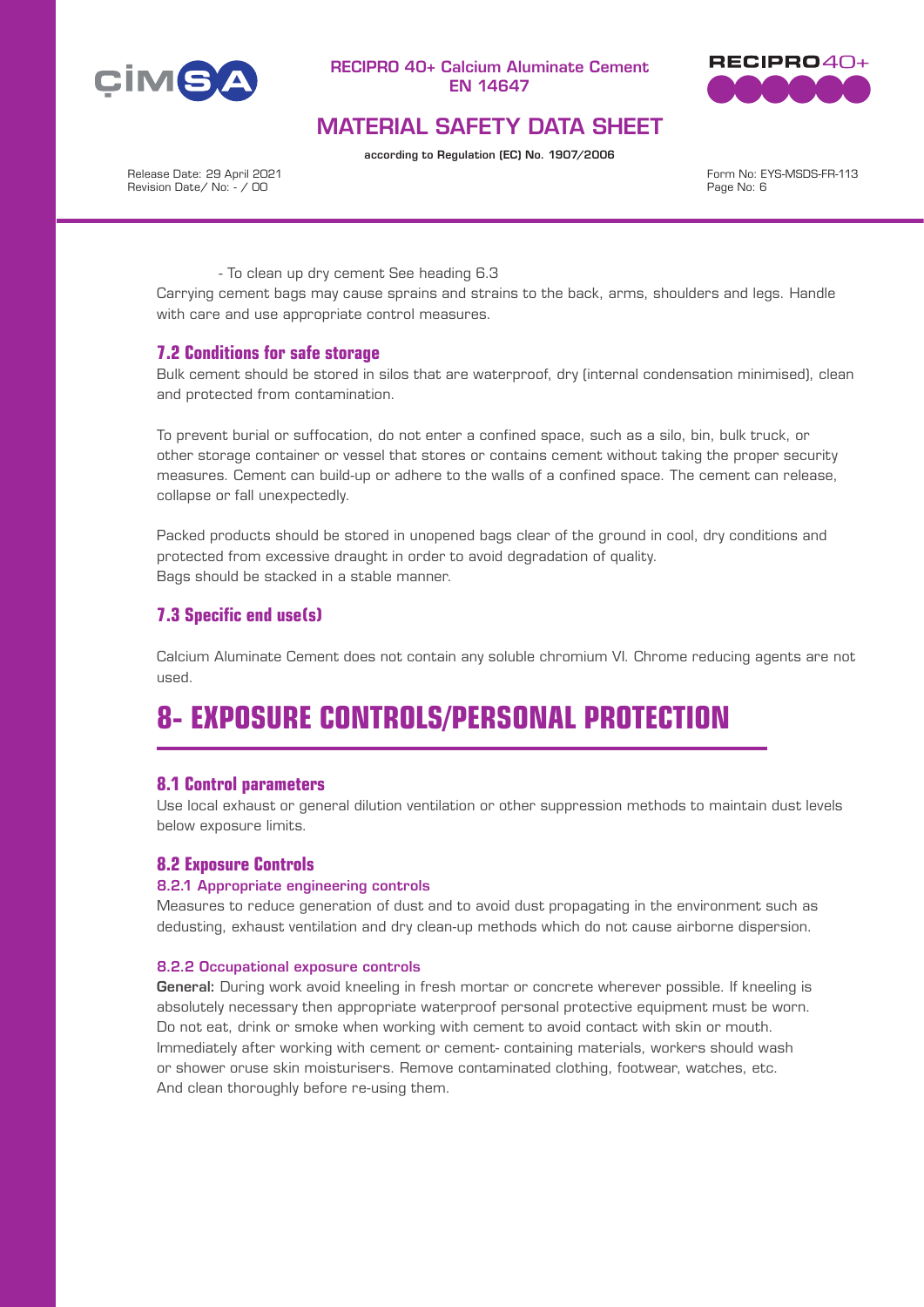- To clean up dry cement See heading 6.3

Carrying cement bags may cause sprains and strains to the back, arms, shoulders and legs. Handle with care and use appropriate control measures.

### 7.2 Conditions for safe storage

Bulk cement should be stored in silos that are waterproof, dry (internal condensation minimised), clean and protected from contamination.

To prevent burial or suffocation, do not enter a confined space, such as a silo, bin, bulk truck, or other storage container or vessel that stores or contains cement without taking the proper security measures. Cement can build-up or adhere to the walls of a confined space. The cement can release, collapse or fall unexpectedly.

Packed products should be stored in unopened bags clear of the ground in cool, dry conditions and protected from excessive draught in order to avoid degradation of quality.
Bags should be stacked in a stable manner.

### 7.3 Specific end use(s)

Calcium Aluminate Cement does not contain any soluble chromium VI. Chrome reducing agents are not used.

# 8- EXPOSURE CONTROLS/PERSONAL PROTECTION

### 8.1 Control parameters

Use local exhaust or general dilution ventilation or other suppression methods to maintain dust levels below exposure limits.

### 8.2 Exposure Controls

#### 8.2.1 Appropriate engineering controls

Measures to reduce generation of dust and to avoid dust propagating in the environment such as dedusting, exhaust ventilation and dry clean-up methods which do not cause airborne dispersion.

#### 8.2.2 Occupational exposure controls

**General:** During work avoid kneeling in fresh mortar or concrete wherever possible. If kneeling is absolutely necessary then appropriate waterproof personal protective equipment must be worn. Do not eat, drink or smoke when working with cement to avoid contact with skin or mouth. Immediately after working with cement or cement- containing materials, workers should wash or shower oruse skin moisturisers. Remove contaminated clothing, footwear, watches, etc. And clean thoroughly before re-using them.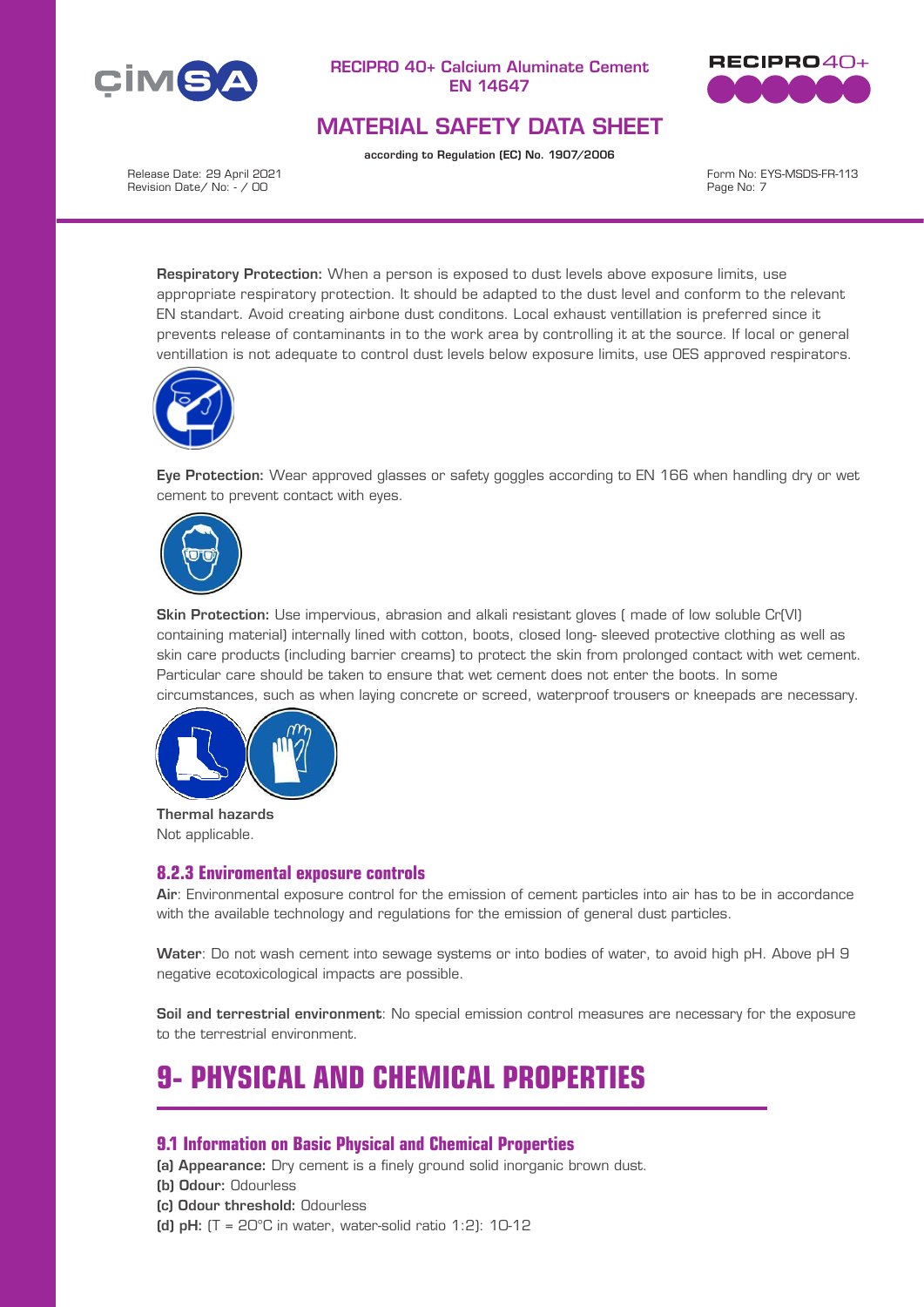**Respiratory Protection:** When a person is exposed to dust levels above exposure limits, use appropriate respiratory protection. It should be adapted to the dust level and conform to the relevant EN standart. Avoid creating airbone dust conditons. Local exhaust ventillation is preferred since it prevents release of contaminants in to the work area by controlling it at the source. If local or general ventillation is not adequate to control dust levels below exposure limits, use OES approved respirators.

**Eye Protection:** Wear approved glasses or safety goggles according to EN 166 when handling dry or wet cement to prevent contact with eyes.

**Skin Protection:** Use impervious, abrasion and alkali resistant gloves ( made of low soluble Cr(VI) containing material) internally lined with cotton, boots, closed long- sleeved protective clothing as well as skin care products (including barrier creams) to protect the skin from prolonged contact with wet cement. Particular care should be taken to ensure that wet cement does not enter the boots. In some circumstances, such as when laying concrete or screed, waterproof trousers or kneepads are necessary.

**Thermal hazards**
Not applicable.

### 8.2.3 Enviromental exposure controls

**Air**: Environmental exposure control for the emission of cement particles into air has to be in accordance with the available technology and regulations for the emission of general dust particles.

**Water**: Do not wash cement into sewage systems or into bodies of water, to avoid high pH. Above pH 9 negative ecotoxicological impacts are possible.

**Soil and terrestrial environment**: No special emission control measures are necessary for the exposure to the terrestrial environment.

# 9- PHYSICAL AND CHEMICAL PROPERTIES

### 9.1 Information on Basic Physical and Chemical Properties

**(a) Appearance:** Dry cement is a finely ground solid inorganic brown dust.
**(b) Odour:** Odourless
**(c) Odour threshold:** Odourless
**(d) pH:** (T = 20°C in water, water-solid ratio 1:2): 10-12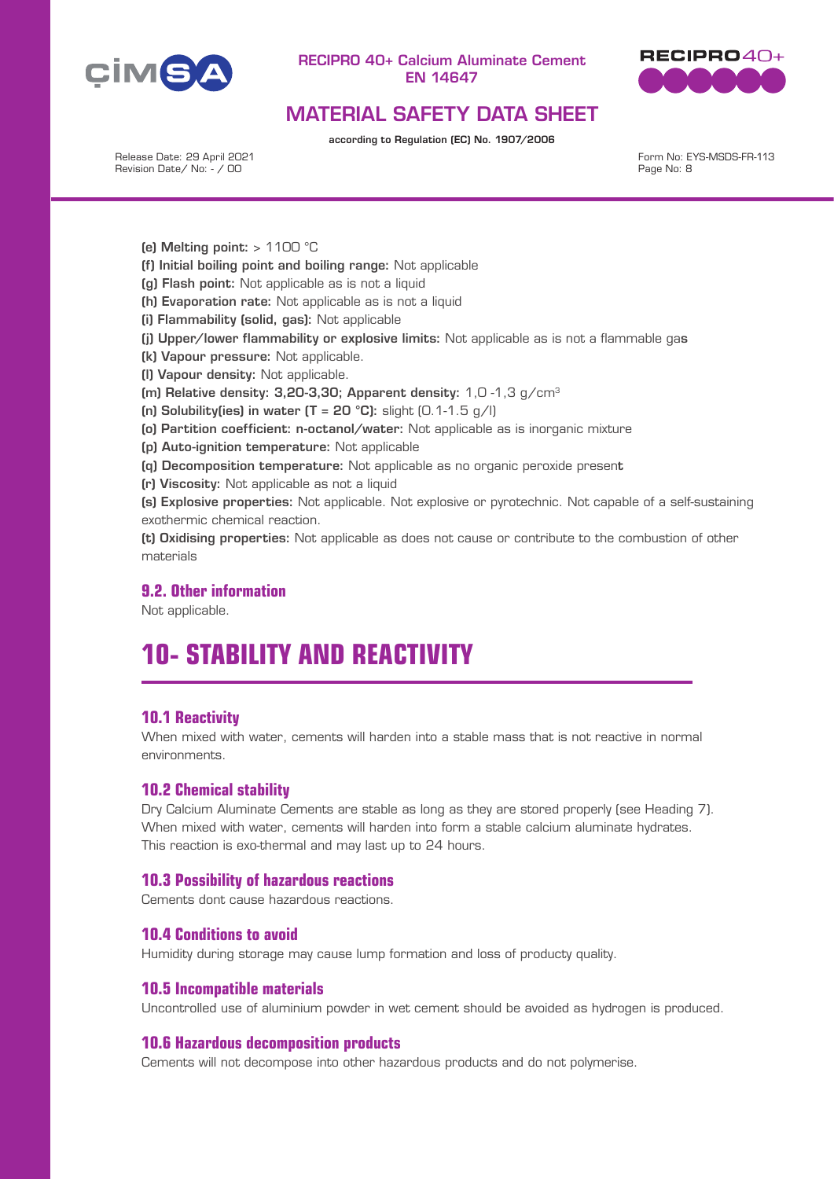**(e) Melting point:** > 1100 °C

**(f) Initial boiling point and boiling range:** Not applicable

**(g) Flash point:** Not applicable as is not a liquid

**(h) Evaporation rate:** Not applicable as is not a liquid

**(i) Flammability (solid, gas):** Not applicable

**(j) Upper/lower flammability or explosive limits:** Not applicable as is not a flammable gas

**(k) Vapour pressure:** Not applicable.

**(l) Vapour density:** Not applicable.

**(m) Relative density: 3,20-3,30; Apparent density:** 1,0 -1,3 g/cm$^3$

**(n) Solubility(ies) in water (T = 20 °C):** slight (0.1-1.5 g/l)

**(o) Partition coefficient: n-octanol/water:** Not applicable as is inorganic mixture

**(p) Auto-ignition temperature:** Not applicable

**(q) Decomposition temperature:** Not applicable as no organic peroxide present

**(r) Viscosity:** Not applicable as not a liquid

**(s) Explosive properties:** Not applicable. Not explosive or pyrotechnic. Not capable of a self-sustaining exothermic chemical reaction.

**(t) Oxidising properties:** Not applicable as does not cause or contribute to the combustion of other materials

### 9.2. Other information

Not applicable.

# 10- STABILITY AND REACTIVITY

### 10.1 Reactivity

When mixed with water, cements will harden into a stable mass that is not reactive in normal environments.

### 10.2 Chemical stability

Dry Calcium Aluminate Cements are stable as long as they are stored properly (see Heading 7). When mixed with water, cements will harden into form a stable calcium aluminate hydrates. This reaction is exo-thermal and may last up to 24 hours.

### 10.3 Possibility of hazardous reactions

Cements dont cause hazardous reactions.

### 10.4 Conditions to avoid

Humidity during storage may cause lump formation and loss of producty quality.

### 10.5 Incompatible materials

Uncontrolled use of aluminium powder in wet cement should be avoided as hydrogen is produced.

### 10.6 Hazardous decomposition products

Cements will not decompose into other hazardous products and do not polymerise.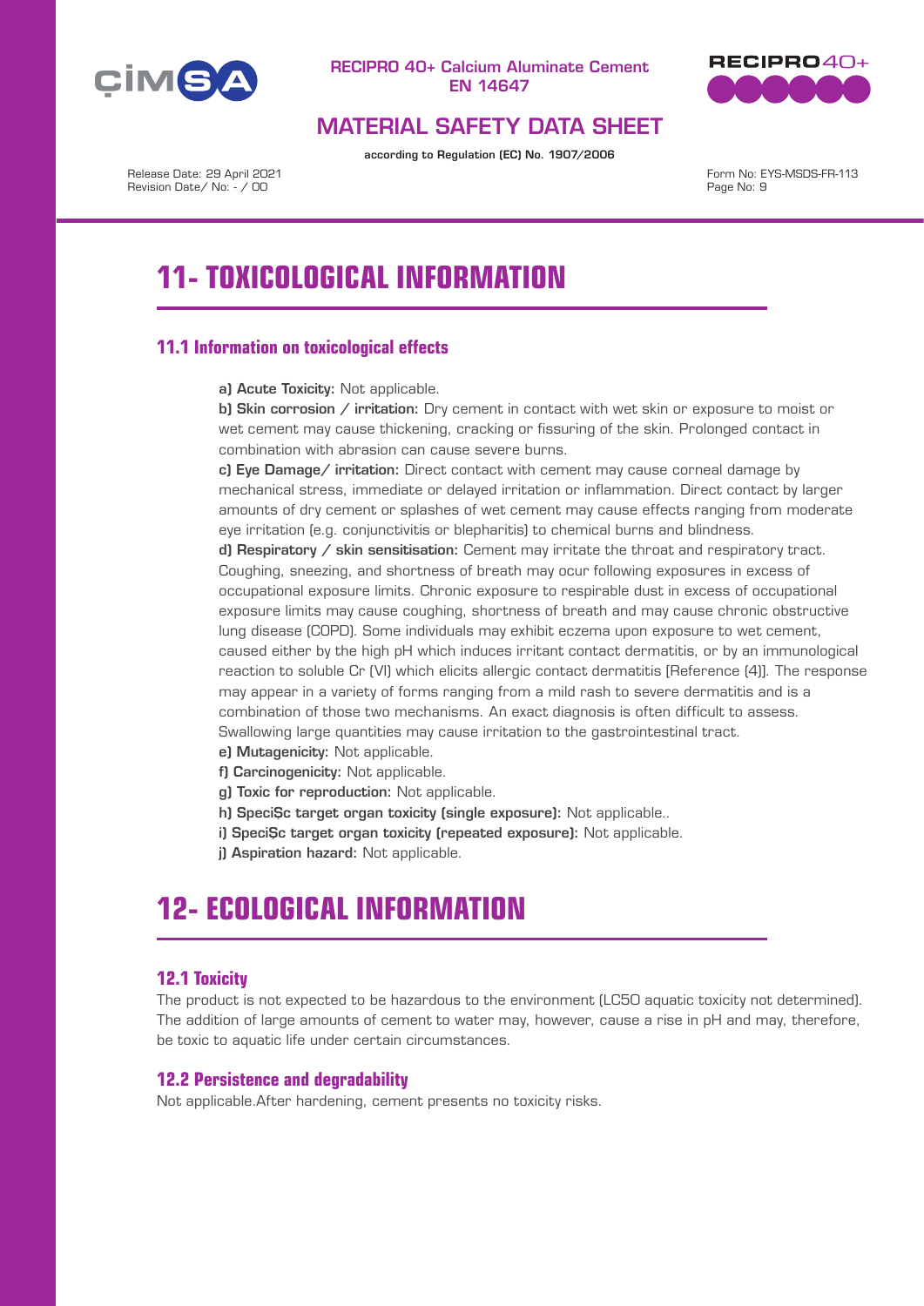# 11- TOXICOLOGICAL INFORMATION

## 11.1 Information on toxicological effects

**a) Acute Toxicity:** Not applicable.
**b) Skin corrosion / irritation:** Dry cement in contact with wet skin or exposure to moist or wet cement may cause thickening, cracking or fissuring of the skin. Prolonged contact in combination with abrasion can cause severe burns.
**c) Eye Damage/ irritation:** Direct contact with cement may cause corneal damage by mechanical stress, immediate or delayed irritation or inflammation. Direct contact by larger amounts of dry cement or splashes of wet cement may cause effects ranging from moderate eye irritation (e.g. conjunctivitis or blepharitis) to chemical burns and blindness.
**d) Respiratory / skin sensitisation:** Cement may irritate the throat and respiratory tract. Coughing, sneezing, and shortness of breath may ocur following exposures in excess of occupational exposure limits. Chronic exposure to respirable dust in excess of occupational exposure limits may cause coughing, shortness of breath and may cause chronic obstructive lung disease (COPD). Some individuals may exhibit eczema upon exposure to wet cement, caused either by the high pH which induces irritant contact dermatitis, or by an immunological reaction to soluble Cr (VI) which elicits allergic contact dermatitis [Reference (4)]. The response may appear in a variety of forms ranging from a mild rash to severe dermatitis and is a combination of those two mechanisms. An exact diagnosis is often difficult to assess. Swallowing large quantities may cause irritation to the gastrointestinal tract.
**e) Mutagenicity:** Not applicable.
**f) Carcinogenicity:** Not applicable.
**g) Toxic for reproduction:** Not applicable.
**h) SpeciȘc target organ toxicity (single exposure):** Not applicable..
**i) SpeciȘc target organ toxicity (repeated exposure):** Not applicable.
**j) Aspiration hazard:** Not applicable.

# 12- ECOLOGICAL INFORMATION

## 12.1 Toxicity

The product is not expected to be hazardous to the environment (LC50 aquatic toxicity not determined). The addition of large amounts of cement to water may, however, cause a rise in pH and may, therefore, be toxic to aquatic life under certain circumstances.

## 12.2 Persistence and degradability

Not applicable.After hardening, cement presents no toxicity risks.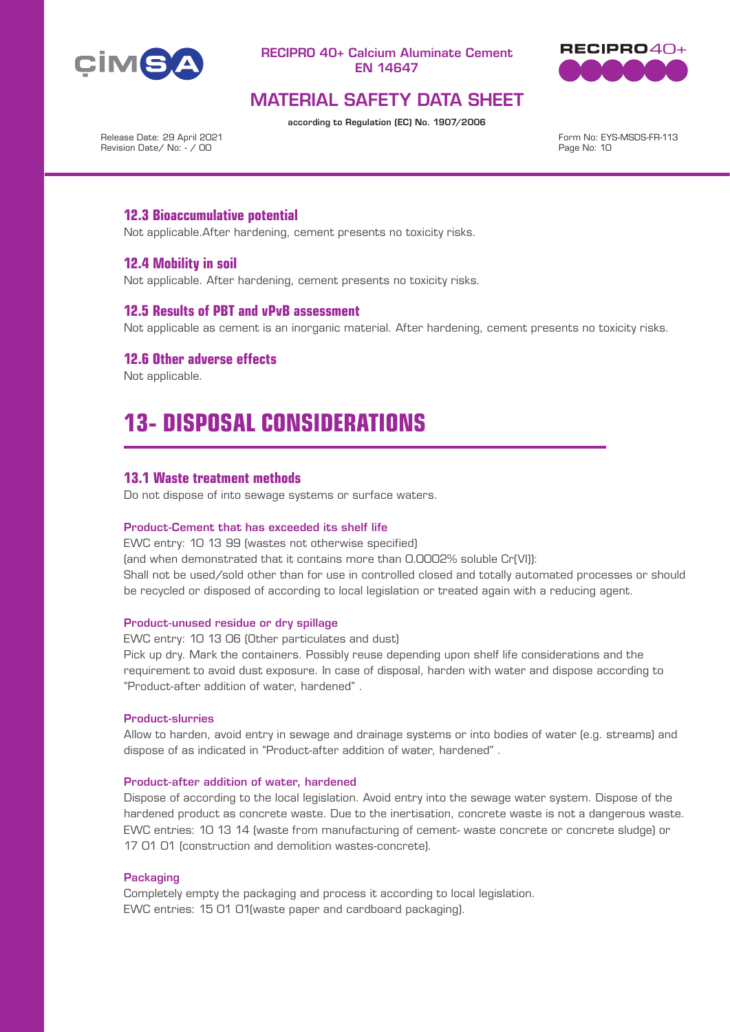### 12.3 Bioaccumulative potential

Not applicable.After hardening, cement presents no toxicity risks.

### 12.4 Mobility in soil

Not applicable. After hardening, cement presents no toxicity risks.

### 12.5 Results of PBT and vPvB assessment

Not applicable as cement is an inorganic material. After hardening, cement presents no toxicity risks.

### 12.6 Other adverse effects

Not applicable.

## 13- DISPOSAL CONSIDERATIONS

### 13.1 Waste treatment methods

Do not dispose of into sewage systems or surface waters.

**Product-Cement that has exceeded its shelf life**

EWC entry: 10 13 99 (wastes not otherwise specified)
(and when demonstrated that it contains more than 0.0002% soluble Cr(VI)):
Shall not be used/sold other than for use in controlled closed and totally automated processes or should be recycled or disposed of according to local legislation or treated again with a reducing agent.

**Product-unused residue or dry spillage**

EWC entry: 10 13 06 (Other particulates and dust)
Pick up dry. Mark the containers. Possibly reuse depending upon shelf life considerations and the requirement to avoid dust exposure. In case of disposal, harden with water and dispose according to "Product-after addition of water, hardened" .

**Product-slurries**

Allow to harden, avoid entry in sewage and drainage systems or into bodies of water (e.g. streams) and dispose of as indicated in "Product-after addition of water, hardened" .

**Product-after addition of water, hardened**

Dispose of according to the local legislation. Avoid entry into the sewage water system. Dispose of the hardened product as concrete waste. Due to the inertisation, concrete waste is not a dangerous waste. EWC entries: 10 13 14 (waste from manufacturing of cement- waste concrete or concrete sludge) or 17 01 01 (construction and demolition wastes-concrete).

**Packaging**

Completely empty the packaging and process it according to local legislation.
EWC entries: 15 01 01(waste paper and cardboard packaging).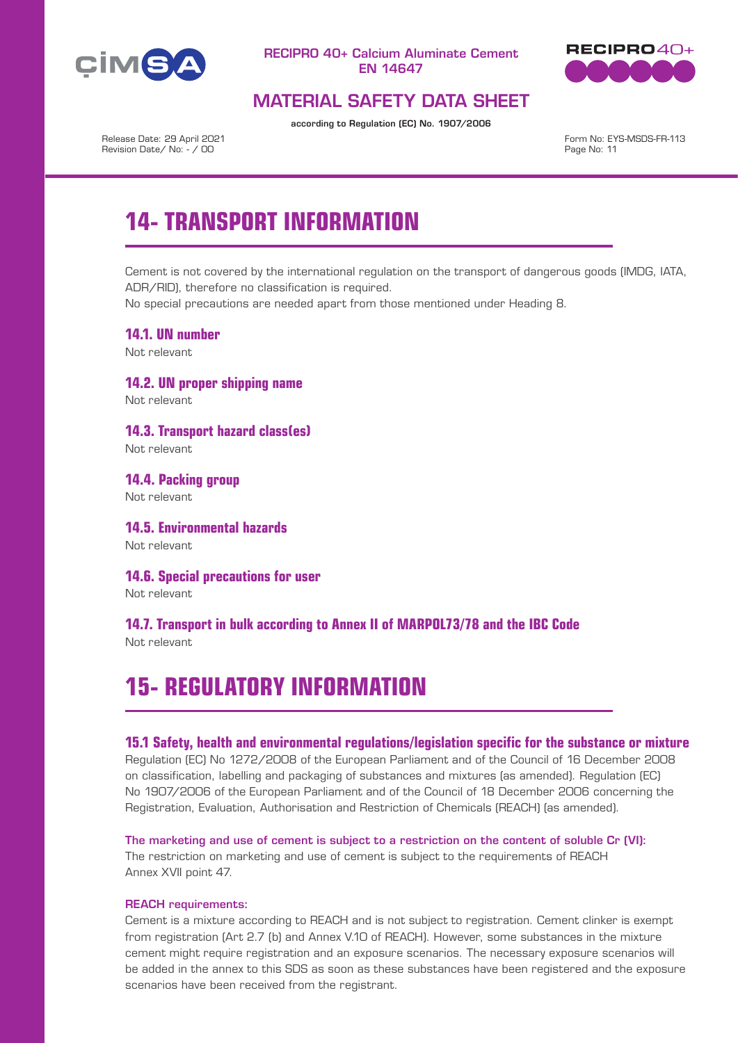# 14- TRANSPORT INFORMATION

Cement is not covered by the international regulation on the transport of dangerous goods (IMDG, IATA, ADR/RID), therefore no classification is required.
No special precautions are needed apart from those mentioned under Heading 8.

### 14.1. UN number
Not relevant

### 14.2. UN proper shipping name
Not relevant

### 14.3. Transport hazard class(es)
Not relevant

### 14.4. Packing group
Not relevant

### 14.5. Environmental hazards
Not relevant

### 14.6. Special precautions for user
Not relevant

### 14.7. Transport in bulk according to Annex II of MARPOL73/78 and the IBC Code
Not relevant

# 15- REGULATORY INFORMATION

### 15.1 Safety, health and environmental regulations/legislation specific for the substance or mixture
Regulation (EC) No 1272/2008 of the European Parliament and of the Council of 16 December 2008 on classification, labelling and packaging of substances and mixtures (as amended). Regulation (EC) No 1907/2006 of the European Parliament and of the Council of 18 December 2006 concerning the Registration, Evaluation, Authorisation and Restriction of Chemicals (REACH) (as amended).

**The marketing and use of cement is subject to a restriction on the content of soluble Cr (VI):**
The restriction on marketing and use of cement is subject to the requirements of REACH Annex XVII point 47.

**REACH requirements:**
Cement is a mixture according to REACH and is not subject to registration. Cement clinker is exempt from registration (Art 2.7 (b) and Annex V.10 of REACH). However, some substances in the mixture cement might require registration and an exposure scenarios. The necessary exposure scenarios will be added in the annex to this SDS as soon as these substances have been registered and the exposure scenarios have been received from the registrant.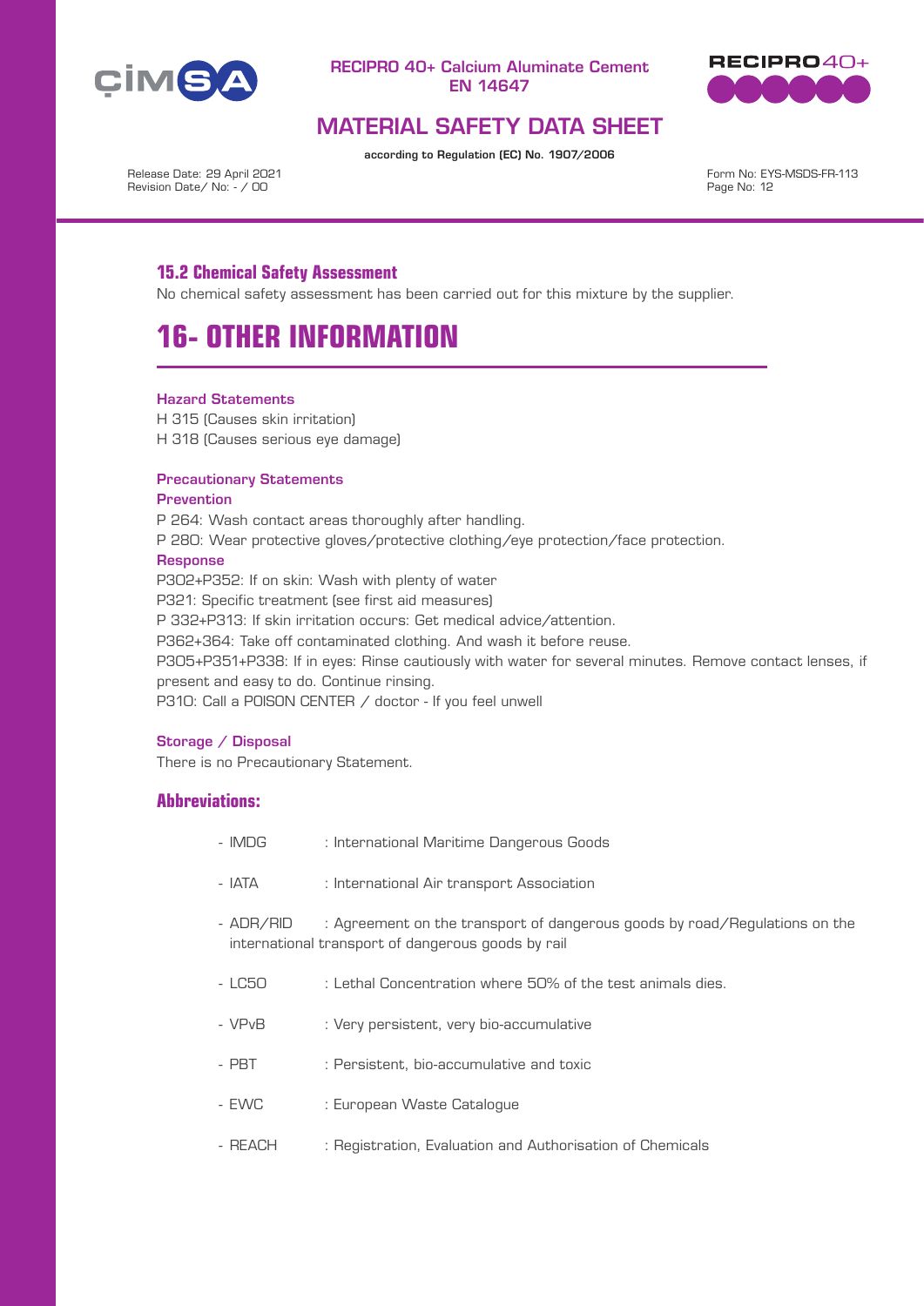### 15.2 Chemical Safety Assessment

No chemical safety assessment has been carried out for this mixture by the supplier.

# 16- OTHER INFORMATION

**Hazard Statements**

H 315 (Causes skin irritation)
H 318 (Causes serious eye damage)

**Precautionary Statements**

**Prevention**

P 264: Wash contact areas thoroughly after handling.
P 280: Wear protective gloves/protective clothing/eye protection/face protection.

**Response**

P302+P352: If on skin: Wash with plenty of water
P321: Specific treatment (see first aid measures)
P 332+P313: If skin irritation occurs: Get medical advice/attention.
P362+364: Take off contaminated clothing. And wash it before reuse.
P305+P351+P338: If in eyes: Rinse cautiously with water for several minutes. Remove contact lenses, if present and easy to do. Continue rinsing.
P310: Call a POISON CENTER / doctor - If you feel unwell

**Storage / Disposal**

There is no Precautionary Statement.

### Abbreviations:

- IMDG : International Maritime Dangerous Goods
- IATA : International Air transport Association
- ADR/RID : Agreement on the transport of dangerous goods by road/Regulations on the international transport of dangerous goods by rail
- LC50 : Lethal Concentration where 50% of the test animals dies.
- VPvB : Very persistent, very bio-accumulative
- PBT : Persistent, bio-accumulative and toxic
- EWC : European Waste Catalogue
- REACH : Registration, Evaluation and Authorisation of Chemicals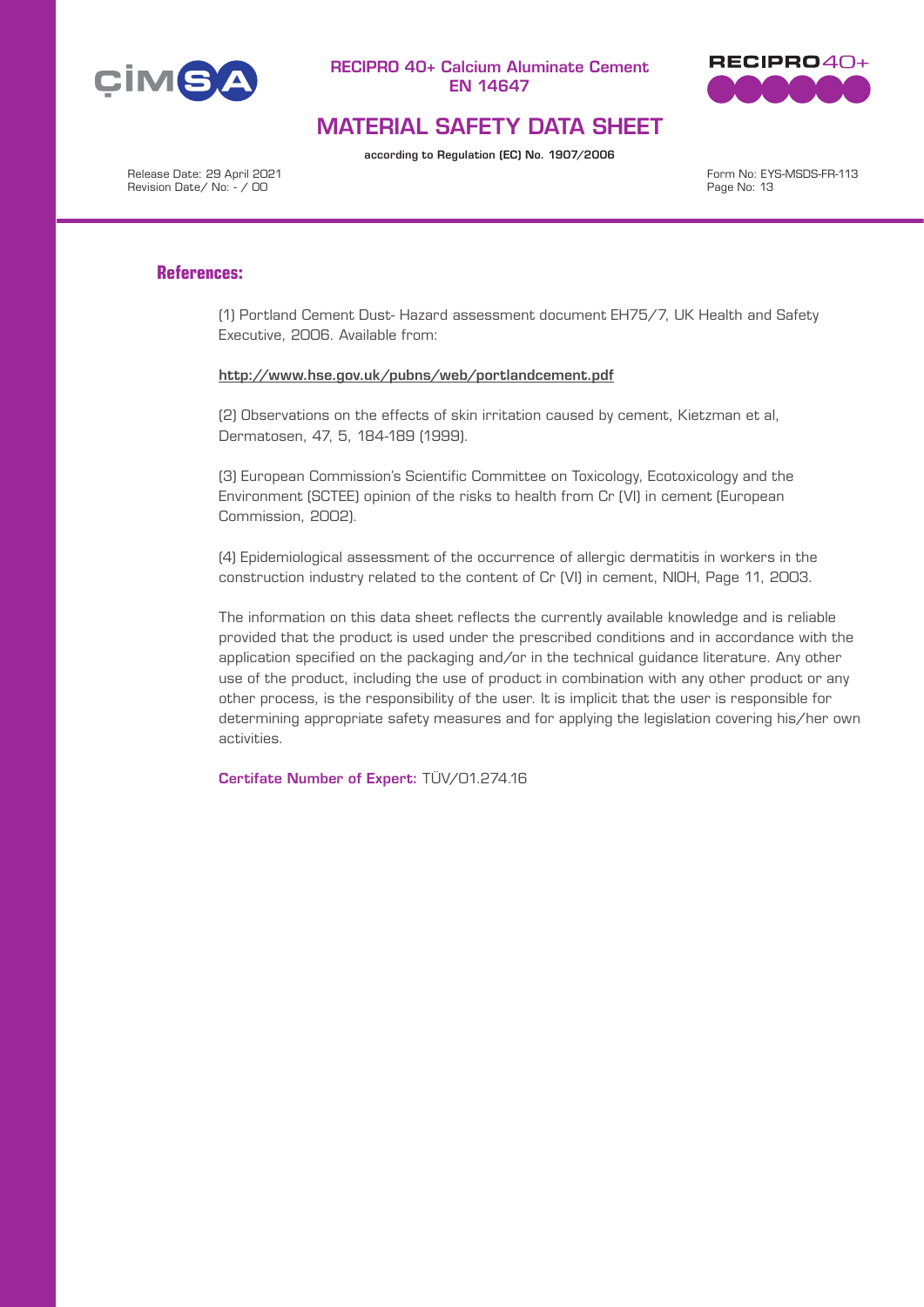## References:

(1) Portland Cement Dust- Hazard assessment document EH75/7, UK Health and Safety Executive, 2006. Available from:

**http://www.hse.gov.uk/pubns/web/portlandcement.pdf**

(2) Observations on the effects of skin irritation caused by cement, Kietzman et al, Dermatosen, 47, 5, 184-189 (1999).

(3) European Commission's Scientific Committee on Toxicology, Ecotoxicology and the Environment (SCTEE) opinion of the risks to health from Cr (VI) in cement (European Commission, 2002).

(4) Epidemiological assessment of the occurrence of allergic dermatitis in workers in the construction industry related to the content of Cr (VI) in cement, NIOH, Page 11, 2003.

The information on this data sheet reflects the currently available knowledge and is reliable provided that the product is used under the prescribed conditions and in accordance with the application specified on the packaging and/or in the technical guidance literature. Any other use of the product, including the use of product in combination with any other product or any other process, is the responsibility of the user. It is implicit that the user is responsible for determining appropriate safety measures and for applying the legislation covering his/her own activities.

**Certifate Number of Expert:** TÜV/01.274.16